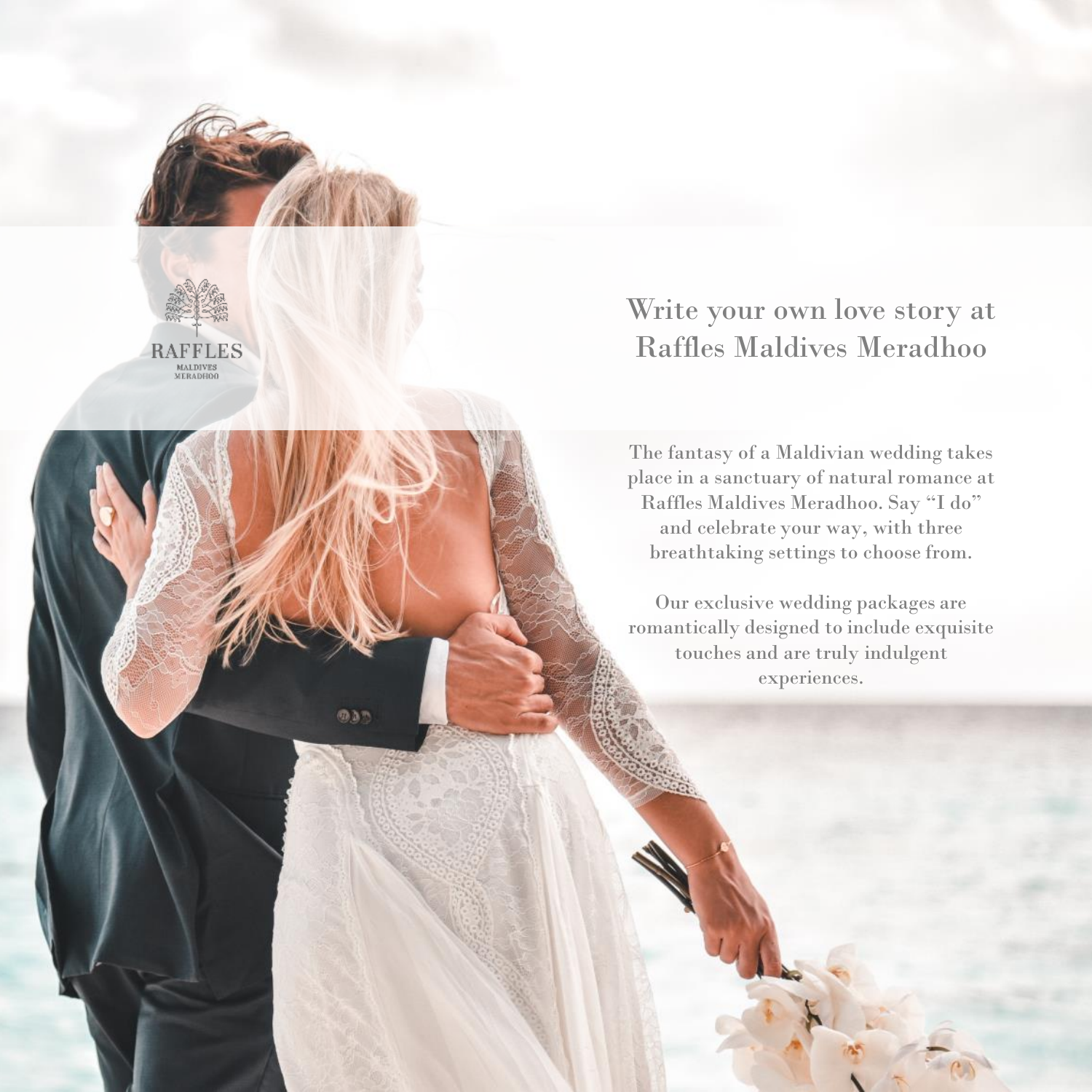RAFFLES
MALDIVES
MERADHOO

# Write your own love story at Raffles Maldives Meradhoo

The fantasy of a Maldivian wedding takes place in a sanctuary of natural romance at Raffles Maldives Meradhoo. Say “I do” and celebrate your way, with three breathtaking settings to choose from.

Our exclusive wedding packages are romantically designed to include exquisite touches and are truly indulgent experiences.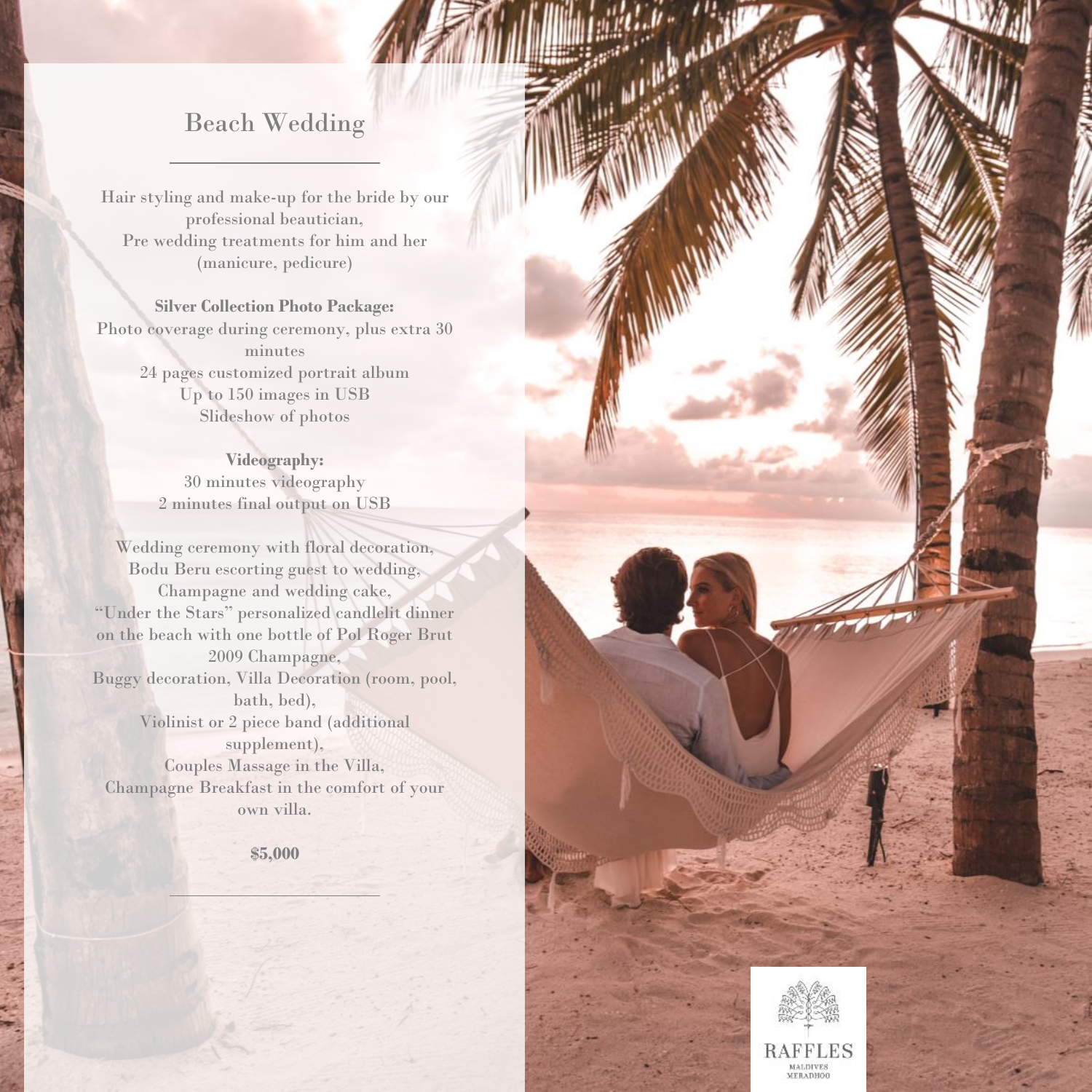# Beach Wedding

Hair styling and make-up for the bride by our professional beautician,
Pre wedding treatments for him and her (manicure, pedicure)

**Silver Collection Photo Package:**
Photo coverage during ceremony, plus extra 30 minutes
24 pages customized portrait album
Up to 150 images in USB
Slideshow of photos

**Videography:**
30 minutes videography
2 minutes final output on USB

Wedding ceremony with floral decoration,
Bodu Beru escorting guest to wedding,
Champagne and wedding cake,
"Under the Stars" personalized candlelit dinner on the beach with one bottle of Pol Roger Brut 2009 Champagne,
Buggy decoration, Villa Decoration (room, pool, bath, bed),
Violinist or 2 piece band (additional supplement),
Couples Massage in the Villa,
Champagne Breakfast in the comfort of your own villa.

**$5,000**

RAFFLES
MALDIVES
MERADHOO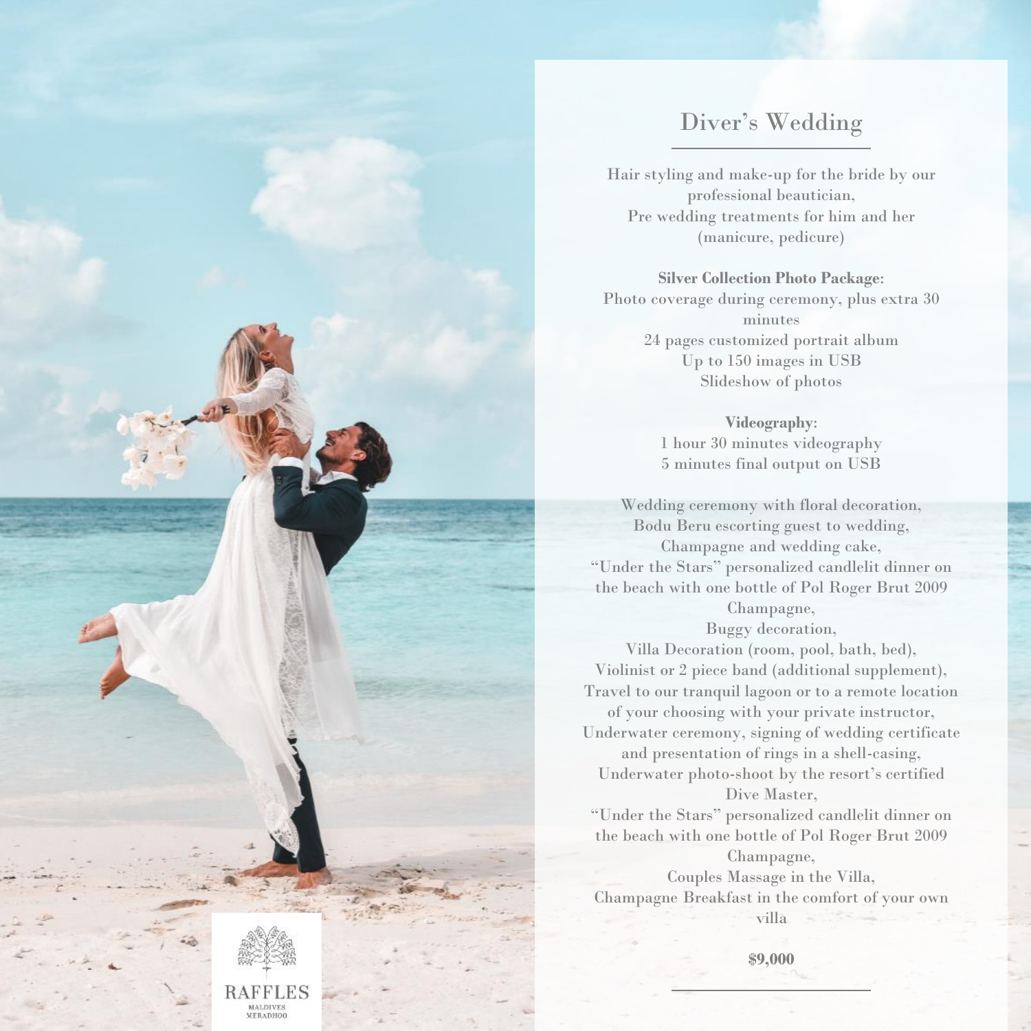## Diver's Wedding

Hair styling and make-up for the bride by our professional beautician,
Pre wedding treatments for him and her (manicure, pedicure)

**Silver Collection Photo Package**:
Photo coverage during ceremony, plus extra 30 minutes
24 pages customized portrait album
Up to 150 images in USB
Slideshow of photos

**Videography**:
1 hour 30 minutes videography
5 minutes final output on USB

Wedding ceremony with floral decoration,
Bodu Beru escorting guest to wedding,
Champagne and wedding cake,
"Under the Stars" personalized candlelit dinner on the beach with one bottle of Pol Roger Brut 2009 Champagne,
Buggy decoration,
Villa Decoration (room, pool, bath, bed),
Violinist or 2 piece band (additional supplement),
Travel to our tranquil lagoon or to a remote location of your choosing with your private instructor,
Underwater ceremony, signing of wedding certificate and presentation of rings in a shell-casing,
Underwater photo-shoot by the resort's certified Dive Master,
"Under the Stars" personalized candlelit dinner on the beach with one bottle of Pol Roger Brut 2009 Champagne,
Couples Massage in the Villa,
Champagne Breakfast in the comfort of your own villa

**$9,000**

RAFFLES
MALDIVES
MERADHOO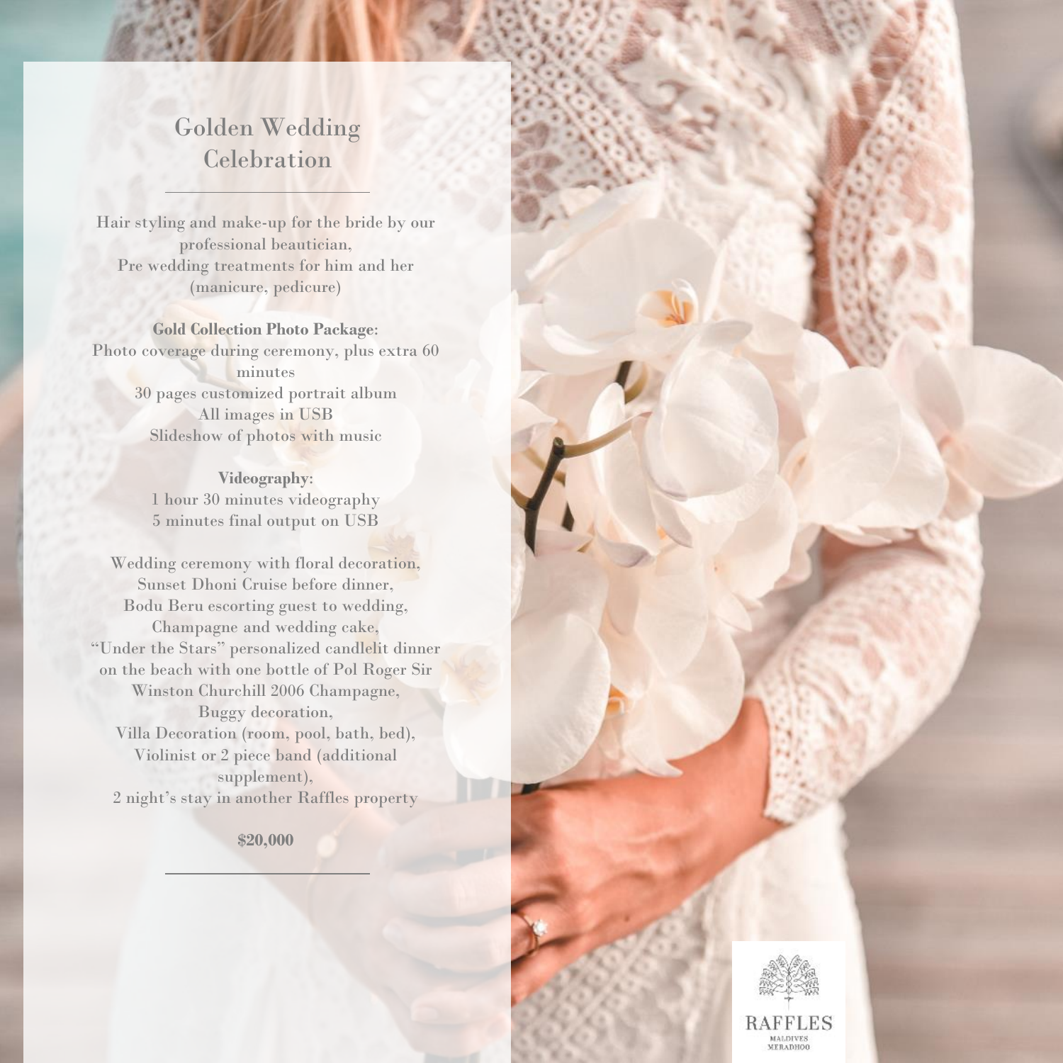# Golden Wedding Celebration

Hair styling and make-up for the bride by our professional beautician,
Pre wedding treatments for him and her (manicure, pedicure)

**Gold Collection Photo Package**:
Photo coverage during ceremony, plus extra 60 minutes
30 pages customized portrait album
All images in USB
Slideshow of photos with music

**Videography**:
1 hour 30 minutes videography
5 minutes final output on USB

Wedding ceremony with floral decoration,
Sunset Dhoni Cruise before dinner,
Bodu Beru escorting guest to wedding,
Champagne and wedding cake,
"Under the Stars" personalized candlelit dinner on the beach with one bottle of Pol Roger Sir Winston Churchill 2006 Champagne,
Buggy decoration,
Villa Decoration (room, pool, bath, bed),
Violinist or 2 piece band (additional supplement),
2 night's stay in another Raffles property

**$20,000**

RAFFLES
MALDIVES
MERADHOO